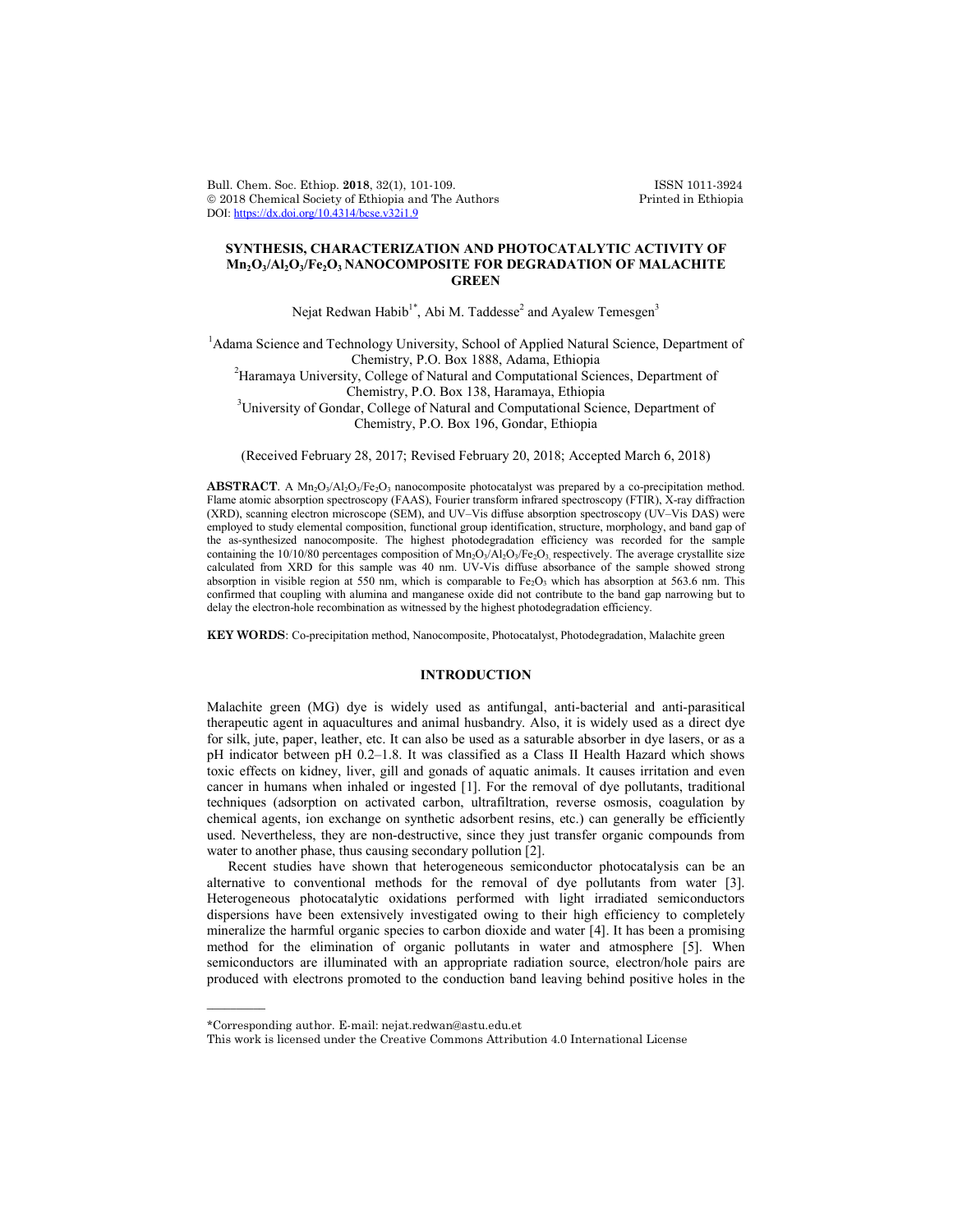# SYNTHESIS, CHARACTERIZATION AND PHOTOCATALYTIC ACTIVITY OF $Mn_2O_3/Al_2O_3/Fe_2O_3$ NANOCOMPOSITE FOR DEGRADATION OF MALACHITE GREEN

Nejat Redwan Habib[1*], Abi M. Taddesse[2] and Ayalew Temesgen[3]

[1]Adama Science and Technology University, School of Applied Natural Science, Department of Chemistry, P.O. Box 1888, Adama, Ethiopia

[2]Haramaya University, College of Natural and Computational Sciences, Department of Chemistry, P.O. Box 138, Haramaya, Ethiopia

[3]University of Gondar, College of Natural and Computational Science, Department of Chemistry, P.O. Box 196, Gondar, Ethiopia

(Received February 28, 2017; Revised February 20, 2018; Accepted March 6, 2018)

**ABSTRACT**. A $Mn_2O_3/Al_2O_3/Fe_2O_3$ nanocomposite photocatalyst was prepared by a co-precipitation method. Flame atomic absorption spectroscopy (FAAS), Fourier transform infrared spectroscopy (FTIR), X-ray diffraction (XRD), scanning electron microscope (SEM), and UV–Vis diffuse absorption spectroscopy (UV–Vis DAS) were employed to study elemental composition, functional group identification, structure, morphology, and band gap of the as-synthesized nanocomposite. The highest photodegradation efficiency was recorded for the sample containing the 10/10/80 percentages composition of $Mn_2O_3/Al_2O_3/Fe_2O_3$, respectively. The average crystallite size calculated from XRD for this sample was 40 nm. UV-Vis diffuse absorbance of the sample showed strong absorption in visible region at 550 nm, which is comparable to $Fe_2O_3$ which has absorption at 563.6 nm. This confirmed that coupling with alumina and manganese oxide did not contribute to the band gap narrowing but to delay the electron-hole recombination as witnessed by the highest photodegradation efficiency.

**KEY WORDS**: Co-precipitation method, Nanocomposite, Photocatalyst, Photodegradation, Malachite green

## INTRODUCTION

Malachite green (MG) dye is widely used as antifungal, anti-bacterial and anti-parasitical therapeutic agent in aquacultures and animal husbandry. Also, it is widely used as a direct dye for silk, jute, paper, leather, etc. It can also be used as a saturable absorber in dye lasers, or as a pH indicator between pH 0.2–1.8. It was classified as a Class II Health Hazard which shows toxic effects on kidney, liver, gill and gonads of aquatic animals. It causes irritation and even cancer in humans when inhaled or ingested [1]. For the removal of dye pollutants, traditional techniques (adsorption on activated carbon, ultrafiltration, reverse osmosis, coagulation by chemical agents, ion exchange on synthetic adsorbent resins, etc.) can generally be efficiently used. Nevertheless, they are non-destructive, since they just transfer organic compounds from water to another phase, thus causing secondary pollution [2].

Recent studies have shown that heterogeneous semiconductor photocatalysis can be an alternative to conventional methods for the removal of dye pollutants from water [3]. Heterogeneous photocatalytic oxidations performed with light irradiated semiconductors dispersions have been extensively investigated owing to their high efficiency to completely mineralize the harmful organic species to carbon dioxide and water [4]. It has been a promising method for the elimination of organic pollutants in water and atmosphere [5]. When semiconductors are illuminated with an appropriate radiation source, electron/hole pairs are produced with electrons promoted to the conduction band leaving behind positive holes in the

*Corresponding author. E-mail: nejat.redwan@astu.edu.et

This work is licensed under the Creative Commons Attribution 4.0 International License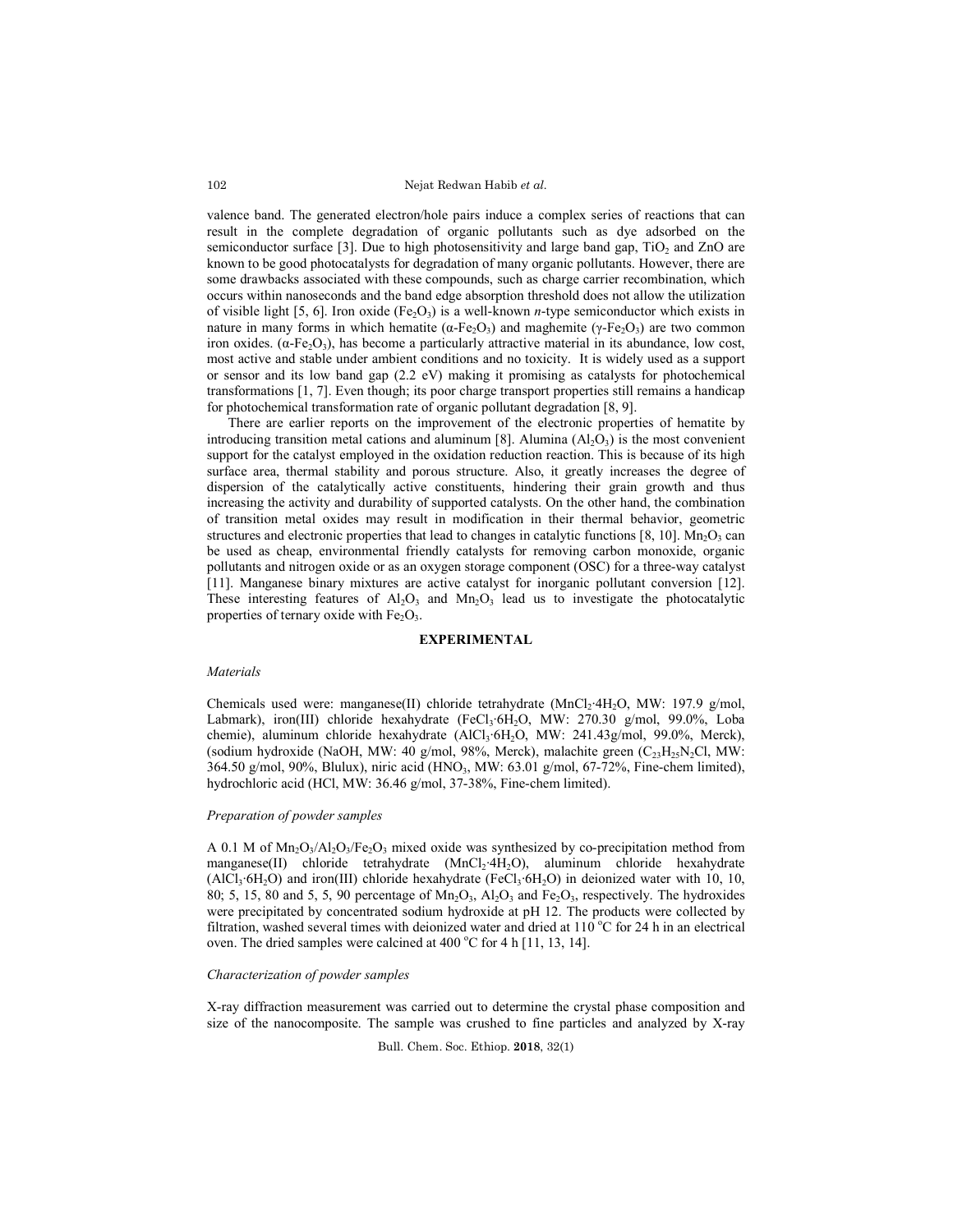valence band. The generated electron/hole pairs induce a complex series of reactions that can result in the complete degradation of organic pollutants such as dye adsorbed on the semiconductor surface [3]. Due to high photosensitivity and large band gap, $TiO_2$ and ZnO are known to be good photocatalysts for degradation of many organic pollutants. However, there are some drawbacks associated with these compounds, such as charge carrier recombination, which occurs within nanoseconds and the band edge absorption threshold does not allow the utilization of visible light [5, 6]. Iron oxide ($Fe_2O_3$) is a well-known *n*-type semiconductor which exists in nature in many forms in which hematite ($\alpha$-$Fe_2O_3$) and maghemite ($\gamma$-$Fe_2O_3$) are two common iron oxides. ($\alpha$-$Fe_2O_3$), has become a particularly attractive material in its abundance, low cost, most active and stable under ambient conditions and no toxicity. It is widely used as a support or sensor and its low band gap (2.2 eV) making it promising as catalysts for photochemical transformations [1, 7]. Even though; its poor charge transport properties still remains a handicap for photochemical transformation rate of organic pollutant degradation [8, 9].

There are earlier reports on the improvement of the electronic properties of hematite by introducing transition metal cations and aluminum [8]. Alumina ($Al_2O_3$) is the most convenient support for the catalyst employed in the oxidation reduction reaction. This is because of its high surface area, thermal stability and porous structure. Also, it greatly increases the degree of dispersion of the catalytically active constituents, hindering their grain growth and thus increasing the activity and durability of supported catalysts. On the other hand, the combination of transition metal oxides may result in modification in their thermal behavior, geometric structures and electronic properties that lead to changes in catalytic functions [8, 10]. $Mn_2O_3$ can be used as cheap, environmental friendly catalysts for removing carbon monoxide, organic pollutants and nitrogen oxide or as an oxygen storage component (OSC) for a three-way catalyst [11]. Manganese binary mixtures are active catalyst for inorganic pollutant conversion [12]. These interesting features of $Al_2O_3$ and $Mn_2O_3$ lead us to investigate the photocatalytic properties of ternary oxide with $Fe_2O_3$.

## EXPERIMENTAL

### *Materials*

Chemicals used were: manganese(II) chloride tetrahydrate ($MnCl_2{\cdot}4H_2O$, MW: 197.9 g/mol, Labmark), iron(III) chloride hexahydrate ($FeCl_3{\cdot}6H_2O$, MW: 270.30 g/mol, 99.0%, Loba chemie), aluminum chloride hexahydrate ($AlCl_3{\cdot}6H_2O$, MW: 241.43g/mol, 99.0%, Merck), (sodium hydroxide (NaOH, MW: 40 g/mol, 98%, Merck), malachite green ($C_{23}H_{25}N_2Cl$, MW: 364.50 g/mol, 90%, Blulux), niric acid ($HNO_3$, MW: 63.01 g/mol, 67-72%, Fine-chem limited), hydrochloric acid (HCl, MW: 36.46 g/mol, 37-38%, Fine-chem limited).

### *Preparation of powder samples*

A 0.1 M of $Mn_2O_3/Al_2O_3/Fe_2O_3$ mixed oxide was synthesized by co-precipitation method from manganese(II) chloride tetrahydrate ($MnCl_2{\cdot}4H_2O$), aluminum chloride hexahydrate ($AlCl_3{\cdot}6H_2O$) and iron(III) chloride hexahydrate ($FeCl_3{\cdot}6H_2O$) in deionized water with 10, 10, 80; 5, 15, 80 and 5, 5, 90 percentage of $Mn_2O_3$, $Al_2O_3$ and $Fe_2O_3$, respectively. The hydroxides were precipitated by concentrated sodium hydroxide at pH 12. The products were collected by filtration, washed several times with deionized water and dried at 110 °C for 24 h in an electrical oven. The dried samples were calcined at 400 °C for 4 h [11, 13, 14].

### *Characterization of powder samples*

X-ray diffraction measurement was carried out to determine the crystal phase composition and size of the nanocomposite. The sample was crushed to fine particles and analyzed by X-ray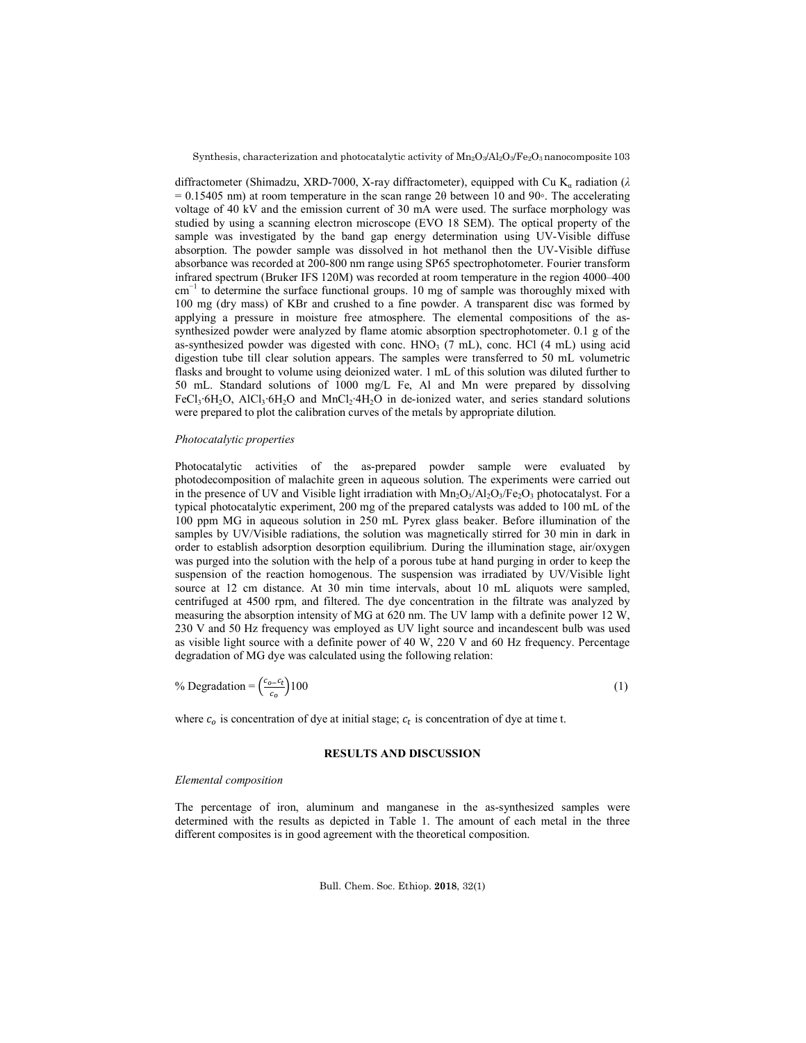diffractometer (Shimadzu, XRD-7000, X-ray diffractometer), equipped with Cu $K_\alpha$ radiation ($\lambda$ = 0.15405 nm) at room temperature in the scan range 2θ between 10 and 90◦. The accelerating voltage of 40 kV and the emission current of 30 mA were used. The surface morphology was studied by using a scanning electron microscope (EVO 18 SEM). The optical property of the sample was investigated by the band gap energy determination using UV-Visible diffuse absorption. The powder sample was dissolved in hot methanol then the UV-Visible diffuse absorbance was recorded at 200-800 nm range using SP65 spectrophotometer. Fourier transform infrared spectrum (Bruker IFS 120M) was recorded at room temperature in the region 4000–400 $cm^{-1}$ to determine the surface functional groups. 10 mg of sample was thoroughly mixed with 100 mg (dry mass) of KBr and crushed to a fine powder. A transparent disc was formed by applying a pressure in moisture free atmosphere. The elemental compositions of the as-synthesized powder were analyzed by flame atomic absorption spectrophotometer. 0.1 g of the as-synthesized powder was digested with conc. $HNO_3$ (7 mL), conc. HCl (4 mL) using acid digestion tube till clear solution appears. The samples were transferred to 50 mL volumetric flasks and brought to volume using deionized water. 1 mL of this solution was diluted further to 50 mL. Standard solutions of 1000 mg/L Fe, Al and Mn were prepared by dissolving $FeCl_3·6H_2O$, $AlCl_3·6H_2O$ and $MnCl_2·4H_2O$ in de-ionized water, and series standard solutions were prepared to plot the calibration curves of the metals by appropriate dilution.

*Photocatalytic properties*

Photocatalytic activities of the as-prepared powder sample were evaluated by photodecomposition of malachite green in aqueous solution. The experiments were carried out in the presence of UV and Visible light irradiation with $Mn_2O_3/Al_2O_3/Fe_2O_3$ photocatalyst. For a typical photocatalytic experiment, 200 mg of the prepared catalysts was added to 100 mL of the 100 ppm MG in aqueous solution in 250 mL Pyrex glass beaker. Before illumination of the samples by UV/Visible radiations, the solution was magnetically stirred for 30 min in dark in order to establish adsorption desorption equilibrium. During the illumination stage, air/oxygen was purged into the solution with the help of a porous tube at hand purging in order to keep the suspension of the reaction homogenous. The suspension was irradiated by UV/Visible light source at 12 cm distance. At 30 min time intervals, about 10 mL aliquots were sampled, centrifuged at 4500 rpm, and filtered. The dye concentration in the filtrate was analyzed by measuring the absorption intensity of MG at 620 nm. The UV lamp with a definite power 12 W, 230 V and 50 Hz frequency was employed as UV light source and incandescent bulb was used as visible light source with a definite power of 40 W, 220 V and 60 Hz frequency. Percentage degradation of MG dye was calculated using the following relation:

$$\% \text{ Degradation} = \left(\frac{c_o - c_t}{c_o}\right)100 \tag{1}$$

where $c_o$ is concentration of dye at initial stage; $c_t$ is concentration of dye at time t.

## RESULTS AND DISCUSSION

*Elemental composition*

The percentage of iron, aluminum and manganese in the as-synthesized samples were determined with the results as depicted in Table 1. The amount of each metal in the three different composites is in good agreement with the theoretical composition.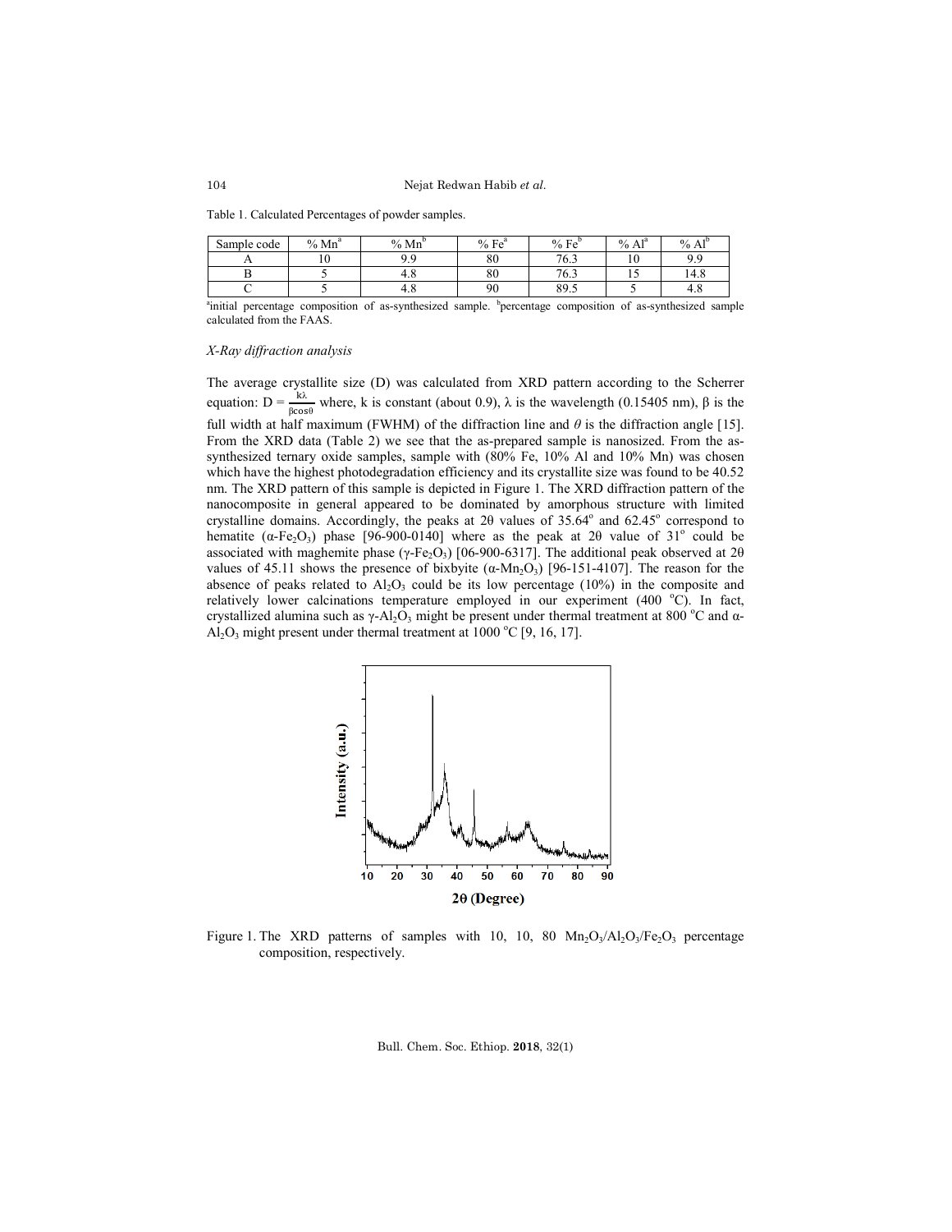Table 1. Calculated Percentages of powder samples.

| Sample code | % Mn[a] | % Mn[b] | % Fe[a] | % Fe[b] | % Al[a] | % Al[b] |
|---|---|---|---|---|---|---|
| A | 10 | 9.9 | 80 | 76.3 | 10 | 9.9 |
| B | 5 | 4.8 | 80 | 76.3 | 15 | 14.8 |
| C | 5 | 4.8 | 90 | 89.5 | 5 | 4.8 |

[a]initial percentage composition of as-synthesized sample. [b]percentage composition of as-synthesized sample calculated from the FAAS.

*X-Ray diffraction analysis*

The average crystallite size (D) was calculated from XRD pattern according to the Scherrer equation: $D = \frac{k\lambda}{\beta\cos\theta}$ where, k is constant (about 0.9), $\lambda$ is the wavelength (0.15405 nm), $\beta$ is the full width at half maximum (FWHM) of the diffraction line and $\theta$ is the diffraction angle [15]. From the XRD data (Table 2) we see that the as-prepared sample is nanosized. From the as-synthesized ternary oxide samples, sample with (80% Fe, 10% Al and 10% Mn) was chosen which have the highest photodegradation efficiency and its crystallite size was found to be 40.52 nm. The XRD pattern of this sample is depicted in Figure 1. The XRD diffraction pattern of the nanocomposite in general appeared to be dominated by amorphous structure with limited crystalline domains. Accordingly, the peaks at 2θ values of 35.64° and 62.45° correspond to hematite ($\alpha$-$Fe_2O_3$) phase [96-900-0140] where as the peak at 2θ value of 31° could be associated with maghemite phase ($\gamma$-$Fe_2O_3$) [06-900-6317]. The additional peak observed at 2θ values of 45.11 shows the presence of bixbyite ($\alpha$-$Mn_2O_3$) [96-151-4107]. The reason for the absence of peaks related to $Al_2O_3$ could be its low percentage (10%) in the composite and relatively lower calcinations temperature employed in our experiment (400 °C). In fact, crystallized alumina such as $\gamma$-$Al_2O_3$ might be present under thermal treatment at 800 °C and $\alpha$-$Al_2O_3$ might present under thermal treatment at 1000 °C [9, 16, 17].

Figure 1. The XRD patterns of samples with 10, 10, 80 $Mn_2O_3$/$Al_2O_3$/$Fe_2O_3$ percentage composition, respectively.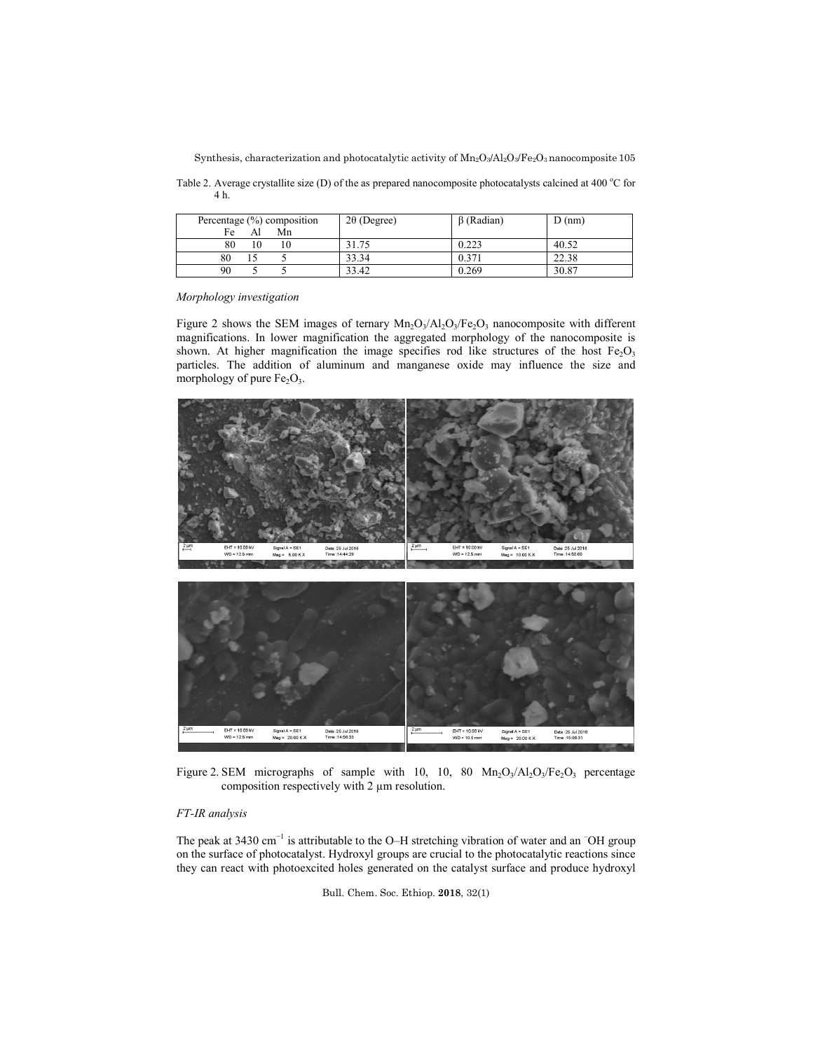Table 2. Average crystallite size (D) of the as prepared nanocomposite photocatalysts calcined at 400 °C for 4 h.

| Percentage (%) composition Fe Al Mn | 2θ (Degree) | β (Radian) | D (nm) |
|---|---|---|---|
| 80 10 10 | 31.75 | 0.223 | 40.52 |
| 80 15 5 | 33.34 | 0.371 | 22.38 |
| 90 5 5 | 33.42 | 0.269 | 30.87 |

*Morphology investigation*

Figure 2 shows the SEM images of ternary $Mn_2O_3/Al_2O_3/Fe_2O_3$ nanocomposite with different magnifications. In lower magnification the aggregated morphology of the nanocomposite is shown. At higher magnification the image specifies rod like structures of the host $Fe_2O_3$ particles. The addition of aluminum and manganese oxide may influence the size and morphology of pure $Fe_2O_3$.

Figure 2. SEM micrographs of sample with 10, 10, 80 $Mn_2O_3/Al_2O_3/Fe_2O_3$ percentage composition respectively with 2 μm resolution.

*FT-IR analysis*

The peak at 3430 cm$^{-1}$ is attributable to the O–H stretching vibration of water and an $^{-}$OH group on the surface of photocatalyst. Hydroxyl groups are crucial to the photocatalytic reactions since they can react with photoexcited holes generated on the catalyst surface and produce hydroxyl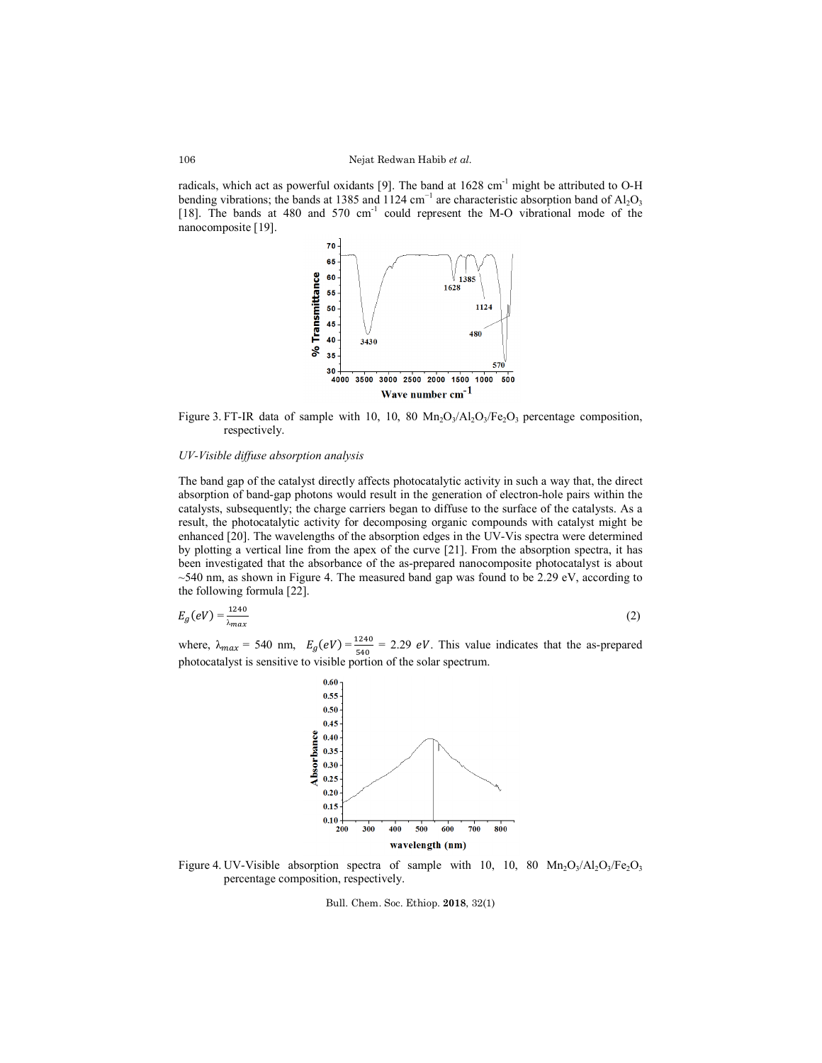radicals, which act as powerful oxidants [9]. The band at 1628 $cm^{-1}$ might be attributed to O-H bending vibrations; the bands at 1385 and 1124 $cm^{-1}$ are characteristic absorption band of $Al_2O_3$ [18]. The bands at 480 and 570 $cm^{-1}$ could represent the M-O vibrational mode of the nanocomposite [19].

Figure 3. FT-IR data of sample with 10, 10, 80 $Mn_2O_3$/$Al_2O_3$/$Fe_2O_3$ percentage composition, respectively.

*UV-Visible diffuse absorption analysis*

The band gap of the catalyst directly affects photocatalytic activity in such a way that, the direct absorption of band-gap photons would result in the generation of electron-hole pairs within the catalysts, subsequently; the charge carriers began to diffuse to the surface of the catalysts. As a result, the photocatalytic activity for decomposing organic compounds with catalyst might be enhanced [20]. The wavelengths of the absorption edges in the UV-Vis spectra were determined by plotting a vertical line from the apex of the curve [21]. From the absorption spectra, it has been investigated that the absorbance of the as-prepared nanocomposite photocatalyst is about ~540 nm, as shown in Figure 4. The measured band gap was found to be 2.29 eV, according to the following formula [22].

$$E_g(eV) = \frac{1240}{\lambda_{max}} \tag{2}$$

where, $\lambda_{max}$ = 540 nm, $E_g(eV) = \frac{1240}{540}$ = 2.29 $eV$. This value indicates that the as-prepared photocatalyst is sensitive to visible portion of the solar spectrum.

Figure 4. UV-Visible absorption spectra of sample with 10, 10, 80 $Mn_2O_3$/$Al_2O_3$/$Fe_2O_3$ percentage composition, respectively.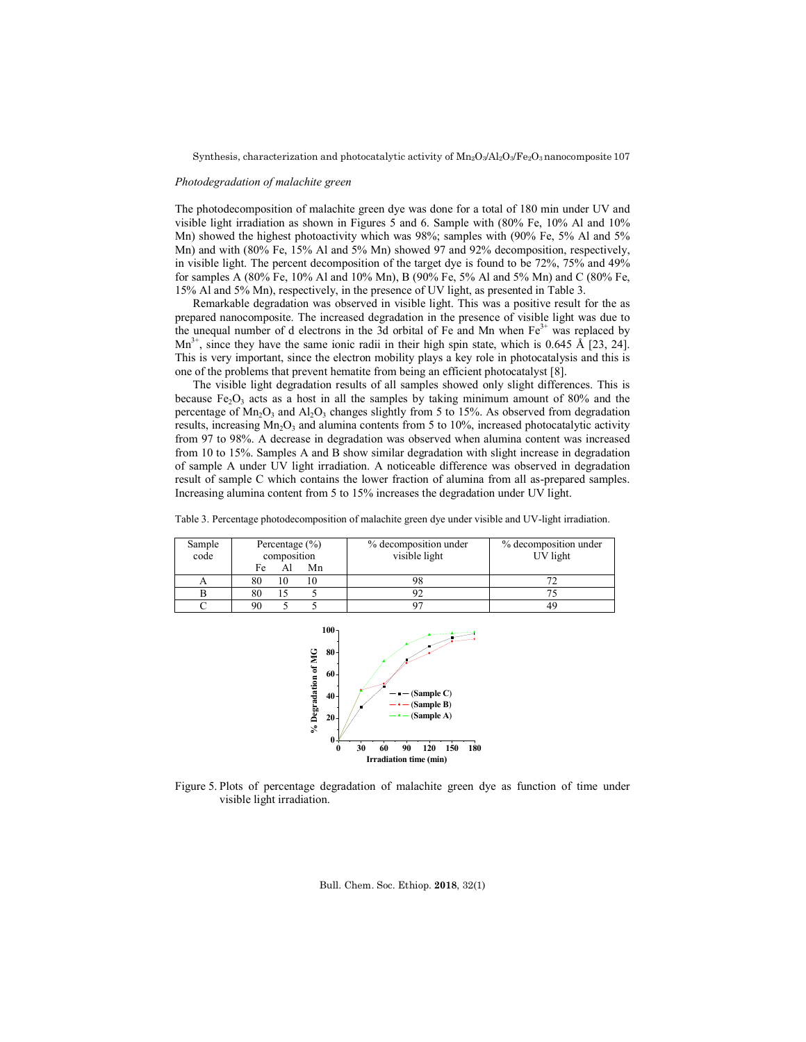*Photodegradation of malachite green*

The photodecomposition of malachite green dye was done for a total of 180 min under UV and visible light irradiation as shown in Figures 5 and 6. Sample with (80% Fe, 10% Al and 10% Mn) showed the highest photoactivity which was 98%; samples with (90% Fe, 5% Al and 5% Mn) and with (80% Fe, 15% Al and 5% Mn) showed 97 and 92% decomposition, respectively, in visible light. The percent decomposition of the target dye is found to be 72%, 75% and 49% for samples A (80% Fe, 10% Al and 10% Mn), B (90% Fe, 5% Al and 5% Mn) and C (80% Fe, 15% Al and 5% Mn), respectively, in the presence of UV light, as presented in Table 3.

Remarkable degradation was observed in visible light. This was a positive result for the as prepared nanocomposite. The increased degradation in the presence of visible light was due to the unequal number of d electrons in the 3d orbital of Fe and Mn when $Fe^{3+}$ was replaced by $Mn^{3+}$, since they have the same ionic radii in their high spin state, which is 0.645 Å [23, 24]. This is very important, since the electron mobility plays a key role in photocatalysis and this is one of the problems that prevent hematite from being an efficient photocatalyst [8].

The visible light degradation results of all samples showed only slight differences. This is because $Fe_2O_3$ acts as a host in all the samples by taking minimum amount of 80% and the percentage of $Mn_2O_3$ and $Al_2O_3$ changes slightly from 5 to 15%. As observed from degradation results, increasing $Mn_2O_3$ and alumina contents from 5 to 10%, increased photocatalytic activity from 97 to 98%. A decrease in degradation was observed when alumina content was increased from 10 to 15%. Samples A and B show similar degradation with slight increase in degradation of sample A under UV light irradiation. A noticeable difference was observed in degradation result of sample C which contains the lower fraction of alumina from all as-prepared samples. Increasing alumina content from 5 to 15% increases the degradation under UV light.

Table 3. Percentage photodecomposition of malachite green dye under visible and UV-light irradiation.

| Sample code | Percentage (%) composition | | | % decomposition under visible light | % decomposition under UV light |
|---|---|---|---|---|---|
| | Fe | Al | Mn | | |
| A | 80 | 10 | 10 | 98 | 72 |
| B | 80 | 15 | 5 | 92 | 75 |
| C | 90 | 5 | 5 | 97 | 49 |

Figure 5. Plots of percentage degradation of malachite green dye as function of time under visible light irradiation.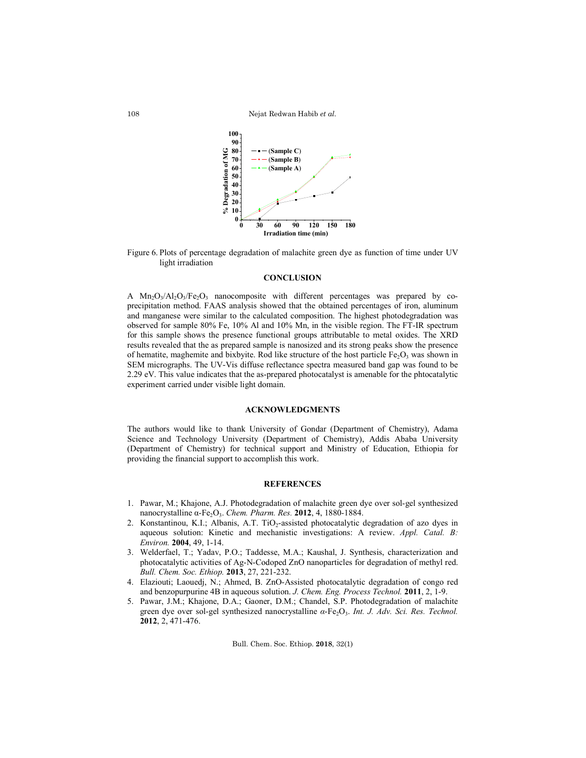Figure 6. Plots of percentage degradation of malachite green dye as function of time under UV light irradiation

## CONCLUSION

A $Mn_2O_3/Al_2O_3/Fe_2O_3$ nanocomposite with different percentages was prepared by co-precipitation method. FAAS analysis showed that the obtained percentages of iron, aluminum and manganese were similar to the calculated composition. The highest photodegradation was observed for sample 80% Fe, 10% Al and 10% Mn, in the visible region. The FT-IR spectrum for this sample shows the presence functional groups attributable to metal oxides. The XRD results revealed that the as prepared sample is nanosized and its strong peaks show the presence of hematite, maghemite and bixbyite. Rod like structure of the host particle $Fe_2O_3$ was shown in SEM micrographs. The UV-Vis diffuse reflectance spectra measured band gap was found to be 2.29 eV. This value indicates that the as-prepared photocatalyst is amenable for the phtocatalytic experiment carried under visible light domain.

## ACKNOWLEDGMENTS

The authors would like to thank University of Gondar (Department of Chemistry), Adama Science and Technology University (Department of Chemistry), Addis Ababa University (Department of Chemistry) for technical support and Ministry of Education, Ethiopia for providing the financial support to accomplish this work.

## REFERENCES

1. Pawar, M.; Khajone, A.J. Photodegradation of malachite green dye over sol-gel synthesized nanocrystalline α-$Fe_2O_3$. *Chem. Pharm. Res.* **2012**, 4, 1880-1884.
2. Konstantinou, K.I.; Albanis, A.T. $TiO_2$-assisted photocatalytic degradation of azo dyes in aqueous solution: Kinetic and mechanistic investigations: A review. *Appl. Catal. B: Environ.* **2004**, 49, 1-14.
3. Welderfael, T.; Yadav, P.O.; Taddesse, M.A.; Kaushal, J. Synthesis, characterization and photocatalytic activities of Ag-N-Codoped ZnO nanoparticles for degradation of methyl red. *Bull. Chem. Soc. Ethiop.* **2013**, 27, 221-232.
4. Elaziouti; Laouedj, N.; Ahmed, B. ZnO-Assisted photocatalytic degradation of congo red and benzopurpurine 4B in aqueous solution. *J. Chem. Eng. Process Technol.* **2011**, 2, 1-9.
5. Pawar, J.M.; Khajone, D.A.; Gaoner, D.M.; Chandel, S.P. Photodegradation of malachite green dye over sol-gel synthesized nanocrystalline *α*-$Fe_2O_3$. *Int. J. Adv. Sci. Res. Technol.* **2012**, 2, 471-476.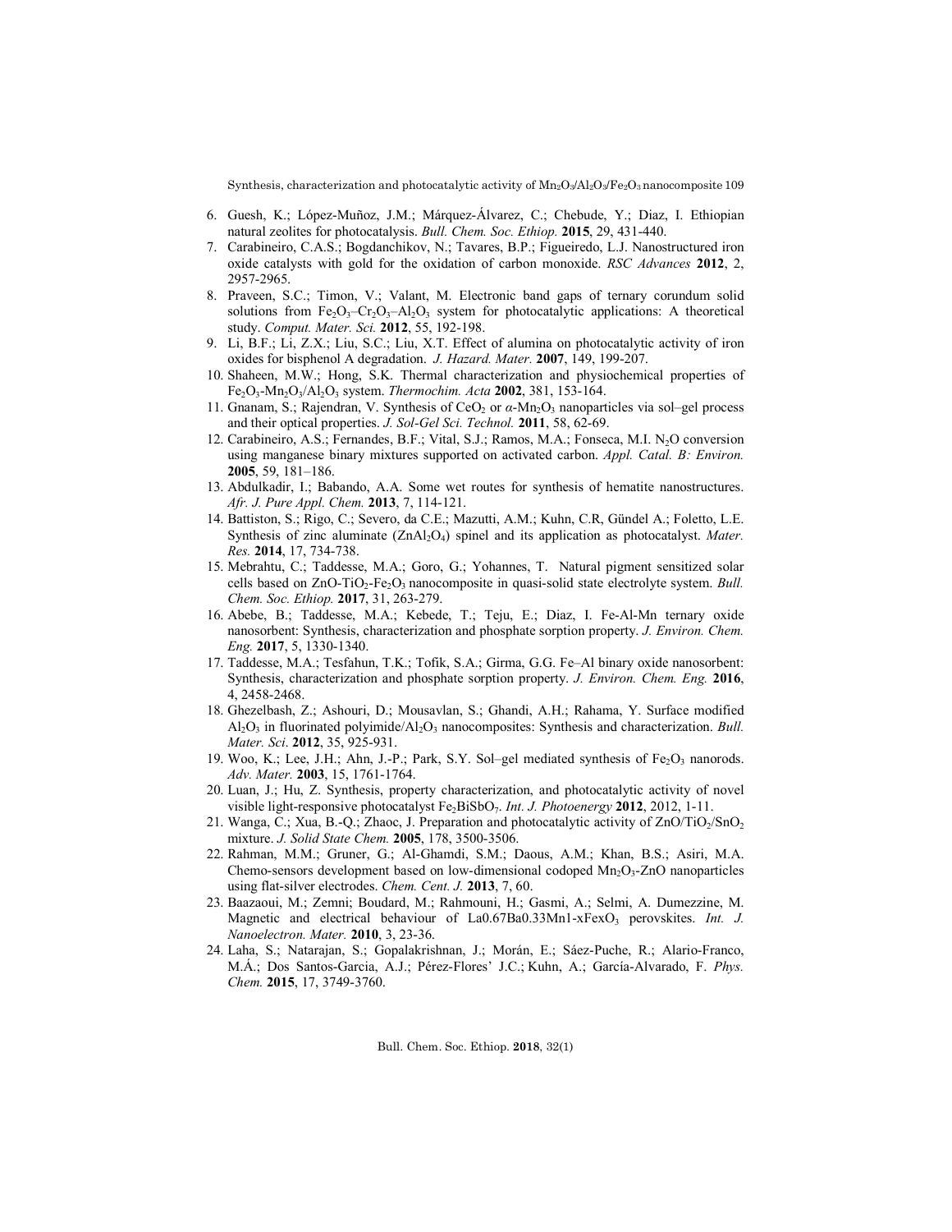6. Guesh, K.; López-Muñoz, J.M.; Márquez-Álvarez, C.; Chebude, Y.; Diaz, I. Ethiopian natural zeolites for photocatalysis. *Bull. Chem. Soc. Ethiop.* **2015**, 29, 431-440.
7. Carabineiro, C.A.S.; Bogdanchikov, N.; Tavares, B.P.; Figueiredo, L.J. Nanostructured iron oxide catalysts with gold for the oxidation of carbon monoxide. *RSC Advances* **2012**, 2, 2957-2965.
8. Praveen, S.C.; Timon, V.; Valant, M. Electronic band gaps of ternary corundum solid solutions from $Fe_2O_3$–$Cr_2O_3$–$Al_2O_3$ system for photocatalytic applications: A theoretical study. *Comput. Mater. Sci.* **2012**, 55, 192-198.
9. Li, B.F.; Li, Z.X.; Liu, S.C.; Liu, X.T. Effect of alumina on photocatalytic activity of iron oxides for bisphenol A degradation. *J. Hazard. Mater.* **2007**, 149, 199-207.
10. Shaheen, M.W.; Hong, S.K. Thermal characterization and physiochemical properties of $Fe_2O_3$-$Mn_2O_3$/$Al_2O_3$ system. *Thermochim. Acta* **2002**, 381, 153-164.
11. Gnanam, S.; Rajendran, V. Synthesis of $CeO_2$ or $\alpha$-$Mn_2O_3$ nanoparticles via sol–gel process and their optical properties. *J. Sol-Gel Sci. Technol.* **2011**, 58, 62-69.
12. Carabineiro, A.S.; Fernandes, B.F.; Vital, S.J.; Ramos, M.A.; Fonseca, M.I. $N_2O$ conversion using manganese binary mixtures supported on activated carbon. *Appl. Catal. B: Environ.* **2005**, 59, 181–186.
13. Abdulkadir, I.; Babando, A.A. Some wet routes for synthesis of hematite nanostructures. *Afr. J. Pure Appl. Chem.* **2013**, 7, 114-121.
14. Battiston, S.; Rigo, C.; Severo, da C.E.; Mazutti, A.M.; Kuhn, C.R, Gündel A.; Foletto, L.E. Synthesis of zinc aluminate ($ZnAl_2O_4$) spinel and its application as photocatalyst. *Mater. Res.* **2014**, 17, 734-738.
15. Mebrahtu, C.; Taddesse, M.A.; Goro, G.; Yohannes, T. Natural pigment sensitized solar cells based on $ZnO$-$TiO_2$-$Fe_2O_3$ nanocomposite in quasi-solid state electrolyte system. *Bull. Chem. Soc. Ethiop.* **2017**, 31, 263-279.
16. Abebe, B.; Taddesse, M.A.; Kebede, T.; Teju, E.; Diaz, I. Fe-Al-Mn ternary oxide nanosorbent: Synthesis, characterization and phosphate sorption property. *J. Environ. Chem. Eng.* **2017**, 5, 1330-1340.
17. Taddesse, M.A.; Tesfahun, T.K.; Tofik, S.A.; Girma, G.G. Fe–Al binary oxide nanosorbent: Synthesis, characterization and phosphate sorption property. *J. Environ. Chem. Eng.* **2016**, 4, 2458-2468.
18. Ghezelbash, Z.; Ashouri, D.; Mousavlan, S.; Ghandi, A.H.; Rahama, Y. Surface modified $Al_2O_3$ in fluorinated polyimide/$Al_2O_3$ nanocomposites: Synthesis and characterization. *Bull. Mater. Sci*. **2012**, 35, 925-931.
19. Woo, K.; Lee, J.H.; Ahn, J.-P.; Park, S.Y. Sol–gel mediated synthesis of $Fe_2O_3$ nanorods. *Adv. Mater.* **2003**, 15, 1761-1764.
20. Luan, J.; Hu, Z. Synthesis, property characterization, and photocatalytic activity of novel visible light-responsive photocatalyst $Fe_2BiSbO_7$. *Int. J. Photoenergy* **2012**, 2012, 1-11.
21. Wanga, C.; Xua, B.-Q.; Zhaoc, J. Preparation and photocatalytic activity of $ZnO$/$TiO_2$/$SnO_2$ mixture. *J. Solid State Chem.* **2005**, 178, 3500-3506.
22. Rahman, M.M.; Gruner, G.; Al-Ghamdi, S.M.; Daous, A.M.; Khan, B.S.; Asiri, M.A. Chemo-sensors development based on low-dimensional codoped $Mn_2O_3$-$ZnO$ nanoparticles using flat-silver electrodes. *Chem. Cent. J.* **2013**, 7, 60.
23. Baazaoui, M.; Zemni; Boudard, M.; Rahmouni, H.; Gasmi, A.; Selmi, A. Dumezzine, M. Magnetic and electrical behaviour of La0.67Ba0.33Mn1-xFexO$_3$ perovskites. *Int. J. Nanoelectron. Mater.* **2010**, 3, 23-36.
24. Laha, S.; Natarajan, S.; Gopalakrishnan, J.; Morán, E.; Sáez-Puche, R.; Alario-Franco, M.Á.; Dos Santos-Garcia, A.J.; Pérez-Flores' J.C.; Kuhn, A.; García-Alvarado, F. *Phys. Chem.* **2015**, 17, 3749-3760.